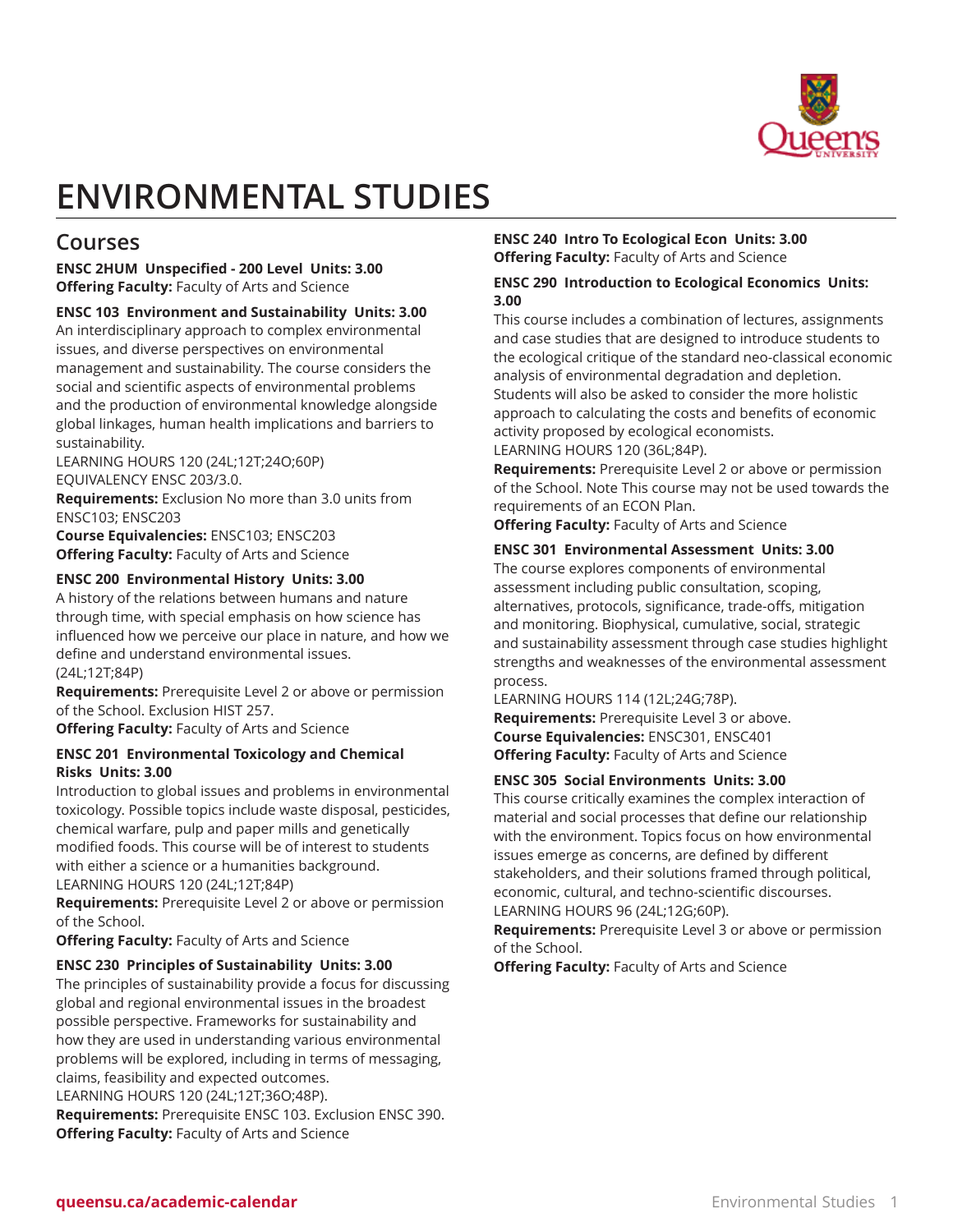# ENVIRONMENTAL STUDIES

## Courses

**ENSC 2HUM Unspecified - 200 Level Units: 3.00**
**Offering Faculty:** Faculty of Arts and Science

**ENSC 103 Environment and Sustainability Units: 3.00**
An interdisciplinary approach to complex environmental issues, and diverse perspectives on environmental management and sustainability. The course considers the social and scientific aspects of environmental problems and the production of environmental knowledge alongside global linkages, human health implications and barriers to sustainability.
LEARNING HOURS 120 (24L;12T;24O;60P)
EQUIVALENCY ENSC 203/3.0.
**Requirements:** Exclusion No more than 3.0 units from ENSC103; ENSC203
**Course Equivalencies:** ENSC103; ENSC203
**Offering Faculty:** Faculty of Arts and Science

**ENSC 200 Environmental History Units: 3.00**
A history of the relations between humans and nature through time, with special emphasis on how science has influenced how we perceive our place in nature, and how we define and understand environmental issues.
(24L;12T;84P)
**Requirements:** Prerequisite Level 2 or above or permission of the School. Exclusion HIST 257.
**Offering Faculty:** Faculty of Arts and Science

**ENSC 201 Environmental Toxicology and Chemical Risks Units: 3.00**
Introduction to global issues and problems in environmental toxicology. Possible topics include waste disposal, pesticides, chemical warfare, pulp and paper mills and genetically modified foods. This course will be of interest to students with either a science or a humanities background.
LEARNING HOURS 120 (24L;12T;84P)
**Requirements:** Prerequisite Level 2 or above or permission of the School.
**Offering Faculty:** Faculty of Arts and Science

**ENSC 230 Principles of Sustainability Units: 3.00**
The principles of sustainability provide a focus for discussing global and regional environmental issues in the broadest possible perspective. Frameworks for sustainability and how they are used in understanding various environmental problems will be explored, including in terms of messaging, claims, feasibility and expected outcomes.
LEARNING HOURS 120 (24L;12T;36O;48P).
**Requirements:** Prerequisite ENSC 103. Exclusion ENSC 390.
**Offering Faculty:** Faculty of Arts and Science

**ENSC 240 Intro To Ecological Econ Units: 3.00**
**Offering Faculty:** Faculty of Arts and Science

**ENSC 290 Introduction to Ecological Economics Units: 3.00**
This course includes a combination of lectures, assignments and case studies that are designed to introduce students to the ecological critique of the standard neo-classical economic analysis of environmental degradation and depletion. Students will also be asked to consider the more holistic approach to calculating the costs and benefits of economic activity proposed by ecological economists.
LEARNING HOURS 120 (36L;84P).
**Requirements:** Prerequisite Level 2 or above or permission of the School. Note This course may not be used towards the requirements of an ECON Plan.
**Offering Faculty:** Faculty of Arts and Science

**ENSC 301 Environmental Assessment Units: 3.00**
The course explores components of environmental assessment including public consultation, scoping, alternatives, protocols, significance, trade-offs, mitigation and monitoring. Biophysical, cumulative, social, strategic and sustainability assessment through case studies highlight strengths and weaknesses of the environmental assessment process.
LEARNING HOURS 114 (12L;24G;78P).
**Requirements:** Prerequisite Level 3 or above.
**Course Equivalencies:** ENSC301, ENSC401
**Offering Faculty:** Faculty of Arts and Science

**ENSC 305 Social Environments Units: 3.00**
This course critically examines the complex interaction of material and social processes that define our relationship with the environment. Topics focus on how environmental issues emerge as concerns, are defined by different stakeholders, and their solutions framed through political, economic, cultural, and techno-scientific discourses.
LEARNING HOURS 96 (24L;12G;60P).
**Requirements:** Prerequisite Level 3 or above or permission of the School.
**Offering Faculty:** Faculty of Arts and Science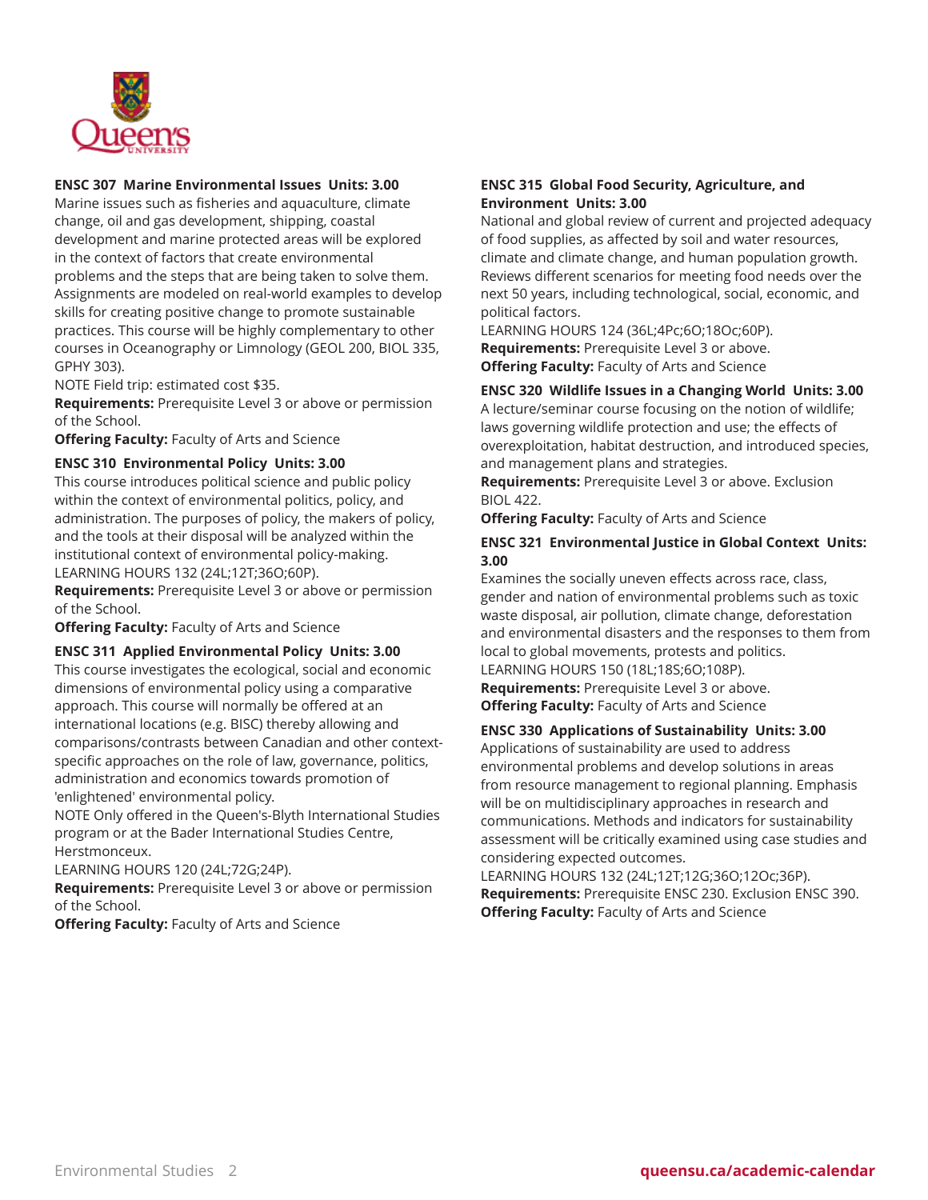#### ENSC 307 Marine Environmental Issues Units: 3.00

Marine issues such as fisheries and aquaculture, climate change, oil and gas development, shipping, coastal development and marine protected areas will be explored in the context of factors that create environmental problems and the steps that are being taken to solve them. Assignments are modeled on real-world examples to develop skills for creating positive change to promote sustainable practices. This course will be highly complementary to other courses in Oceanography or Limnology (GEOL 200, BIOL 335, GPHY 303).

NOTE Field trip: estimated cost $35.

**Requirements:** Prerequisite Level 3 or above or permission of the School.

**Offering Faculty:** Faculty of Arts and Science

#### ENSC 310 Environmental Policy Units: 3.00

This course introduces political science and public policy within the context of environmental politics, policy, and administration. The purposes of policy, the makers of policy, and the tools at their disposal will be analyzed within the institutional context of environmental policy-making.

LEARNING HOURS 132 (24L;12T;36O;60P).

**Requirements:** Prerequisite Level 3 or above or permission of the School.

**Offering Faculty:** Faculty of Arts and Science

#### ENSC 311 Applied Environmental Policy Units: 3.00

This course investigates the ecological, social and economic dimensions of environmental policy using a comparative approach. This course will normally be offered at an international locations (e.g. BISC) thereby allowing and comparisons/contrasts between Canadian and other context-specific approaches on the role of law, governance, politics, administration and economics towards promotion of 'enlightened' environmental policy.

NOTE Only offered in the Queen's-Blyth International Studies program or at the Bader International Studies Centre, Herstmonceux.

LEARNING HOURS 120 (24L;72G;24P).

**Requirements:** Prerequisite Level 3 or above or permission of the School.

**Offering Faculty:** Faculty of Arts and Science

#### ENSC 315 Global Food Security, Agriculture, and Environment Units: 3.00

National and global review of current and projected adequacy of food supplies, as affected by soil and water resources, climate and climate change, and human population growth. Reviews different scenarios for meeting food needs over the next 50 years, including technological, social, economic, and political factors.

LEARNING HOURS 124 (36L;4Pc;6O;18Oc;60P).

**Requirements:** Prerequisite Level 3 or above.

**Offering Faculty:** Faculty of Arts and Science

#### ENSC 320 Wildlife Issues in a Changing World Units: 3.00

A lecture/seminar course focusing on the notion of wildlife; laws governing wildlife protection and use; the effects of overexploitation, habitat destruction, and introduced species, and management plans and strategies.

**Requirements:** Prerequisite Level 3 or above. Exclusion BIOL 422.

**Offering Faculty:** Faculty of Arts and Science

#### ENSC 321 Environmental Justice in Global Context Units: 3.00

Examines the socially uneven effects across race, class, gender and nation of environmental problems such as toxic waste disposal, air pollution, climate change, deforestation and environmental disasters and the responses to them from local to global movements, protests and politics.

LEARNING HOURS 150 (18L;18S;6O;108P).

**Requirements:** Prerequisite Level 3 or above.

**Offering Faculty:** Faculty of Arts and Science

#### ENSC 330 Applications of Sustainability Units: 3.00

Applications of sustainability are used to address environmental problems and develop solutions in areas from resource management to regional planning. Emphasis will be on multidisciplinary approaches in research and communications. Methods and indicators for sustainability assessment will be critically examined using case studies and considering expected outcomes.

LEARNING HOURS 132 (24L;12T;12G;36O;12Oc;36P).

**Requirements:** Prerequisite ENSC 230. Exclusion ENSC 390.

**Offering Faculty:** Faculty of Arts and Science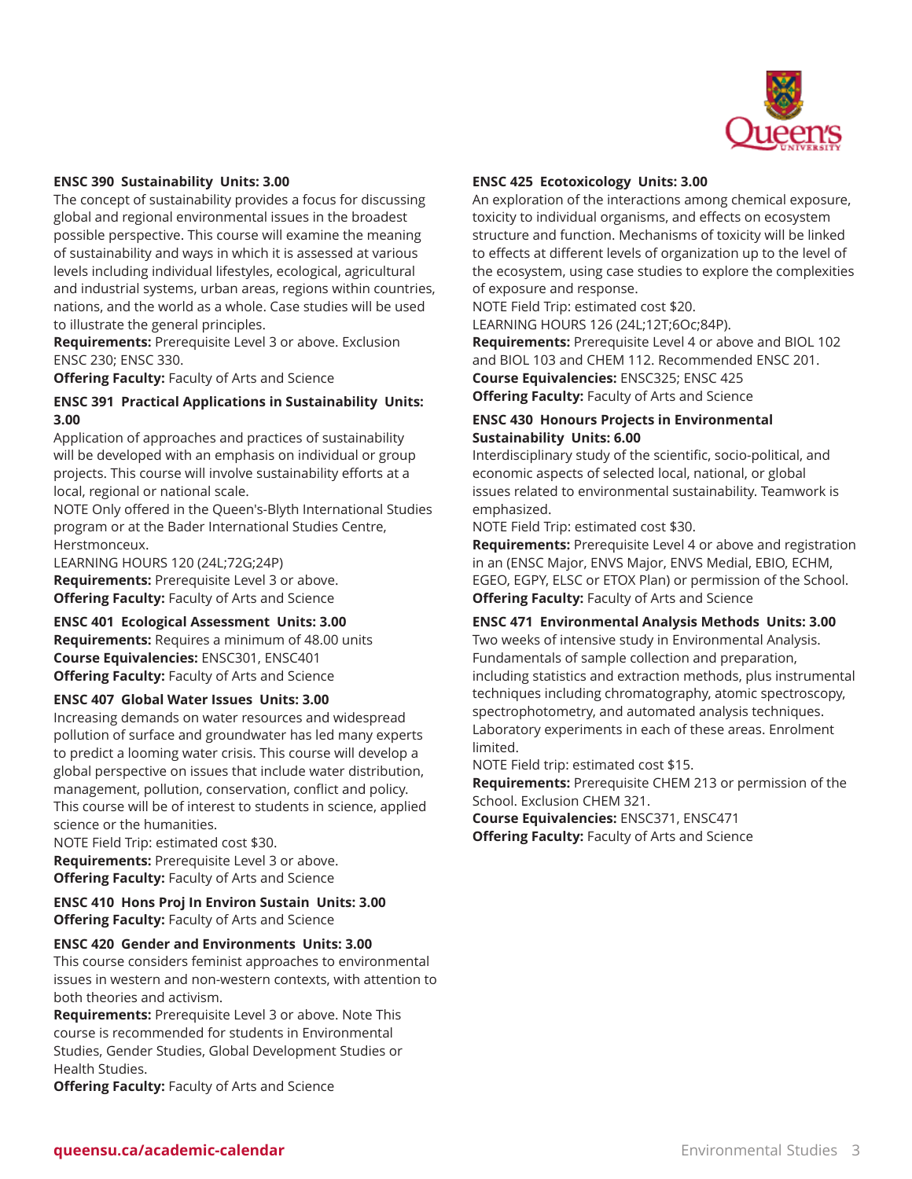**ENSC 390 Sustainability Units: 3.00**

The concept of sustainability provides a focus for discussing global and regional environmental issues in the broadest possible perspective. This course will examine the meaning of sustainability and ways in which it is assessed at various levels including individual lifestyles, ecological, agricultural and industrial systems, urban areas, regions within countries, nations, and the world as a whole. Case studies will be used to illustrate the general principles.

**Requirements:** Prerequisite Level 3 or above. Exclusion ENSC 230; ENSC 330.

**Offering Faculty:** Faculty of Arts and Science

**ENSC 391 Practical Applications in Sustainability Units: 3.00**

Application of approaches and practices of sustainability will be developed with an emphasis on individual or group projects. This course will involve sustainability efforts at a local, regional or national scale.

NOTE Only offered in the Queen's-Blyth International Studies program or at the Bader International Studies Centre, Herstmonceux.

LEARNING HOURS 120 (24L;72G;24P)

**Requirements:** Prerequisite Level 3 or above.

**Offering Faculty:** Faculty of Arts and Science

**ENSC 401 Ecological Assessment Units: 3.00**

**Requirements:** Requires a minimum of 48.00 units

**Course Equivalencies:** ENSC301, ENSC401

**Offering Faculty:** Faculty of Arts and Science

**ENSC 407 Global Water Issues Units: 3.00**

Increasing demands on water resources and widespread pollution of surface and groundwater has led many experts to predict a looming water crisis. This course will develop a global perspective on issues that include water distribution, management, pollution, conservation, conflict and policy. This course will be of interest to students in science, applied science or the humanities.

NOTE Field Trip: estimated cost $30.

**Requirements:** Prerequisite Level 3 or above.

**Offering Faculty:** Faculty of Arts and Science

**ENSC 410 Hons Proj In Environ Sustain Units: 3.00**

**Offering Faculty:** Faculty of Arts and Science

**ENSC 420 Gender and Environments Units: 3.00**

This course considers feminist approaches to environmental issues in western and non-western contexts, with attention to both theories and activism.

**Requirements:** Prerequisite Level 3 or above. Note This course is recommended for students in Environmental Studies, Gender Studies, Global Development Studies or Health Studies.

**Offering Faculty:** Faculty of Arts and Science

**ENSC 425 Ecotoxicology Units: 3.00**

An exploration of the interactions among chemical exposure, toxicity to individual organisms, and effects on ecosystem structure and function. Mechanisms of toxicity will be linked to effects at different levels of organization up to the level of the ecosystem, using case studies to explore the complexities of exposure and response.

NOTE Field Trip: estimated cost $20.

LEARNING HOURS 126 (24L;12T;6Oc;84P).

**Requirements:** Prerequisite Level 4 or above and BIOL 102 and BIOL 103 and CHEM 112. Recommended ENSC 201.

**Course Equivalencies:** ENSC325; ENSC 425

**Offering Faculty:** Faculty of Arts and Science

**ENSC 430 Honours Projects in Environmental Sustainability Units: 6.00**

Interdisciplinary study of the scientific, socio-political, and economic aspects of selected local, national, or global issues related to environmental sustainability. Teamwork is emphasized.

NOTE Field Trip: estimated cost $30.

**Requirements:** Prerequisite Level 4 or above and registration in an (ENSC Major, ENVS Major, ENVS Medial, EBIO, ECHM, EGEO, EGPY, ELSC or ETOX Plan) or permission of the School.

**Offering Faculty:** Faculty of Arts and Science

**ENSC 471 Environmental Analysis Methods Units: 3.00**

Two weeks of intensive study in Environmental Analysis. Fundamentals of sample collection and preparation, including statistics and extraction methods, plus instrumental techniques including chromatography, atomic spectroscopy, spectrophotometry, and automated analysis techniques. Laboratory experiments in each of these areas. Enrolment limited.

NOTE Field trip: estimated cost $15.

**Requirements:** Prerequisite CHEM 213 or permission of the School. Exclusion CHEM 321.

**Course Equivalencies:** ENSC371, ENSC471

**Offering Faculty:** Faculty of Arts and Science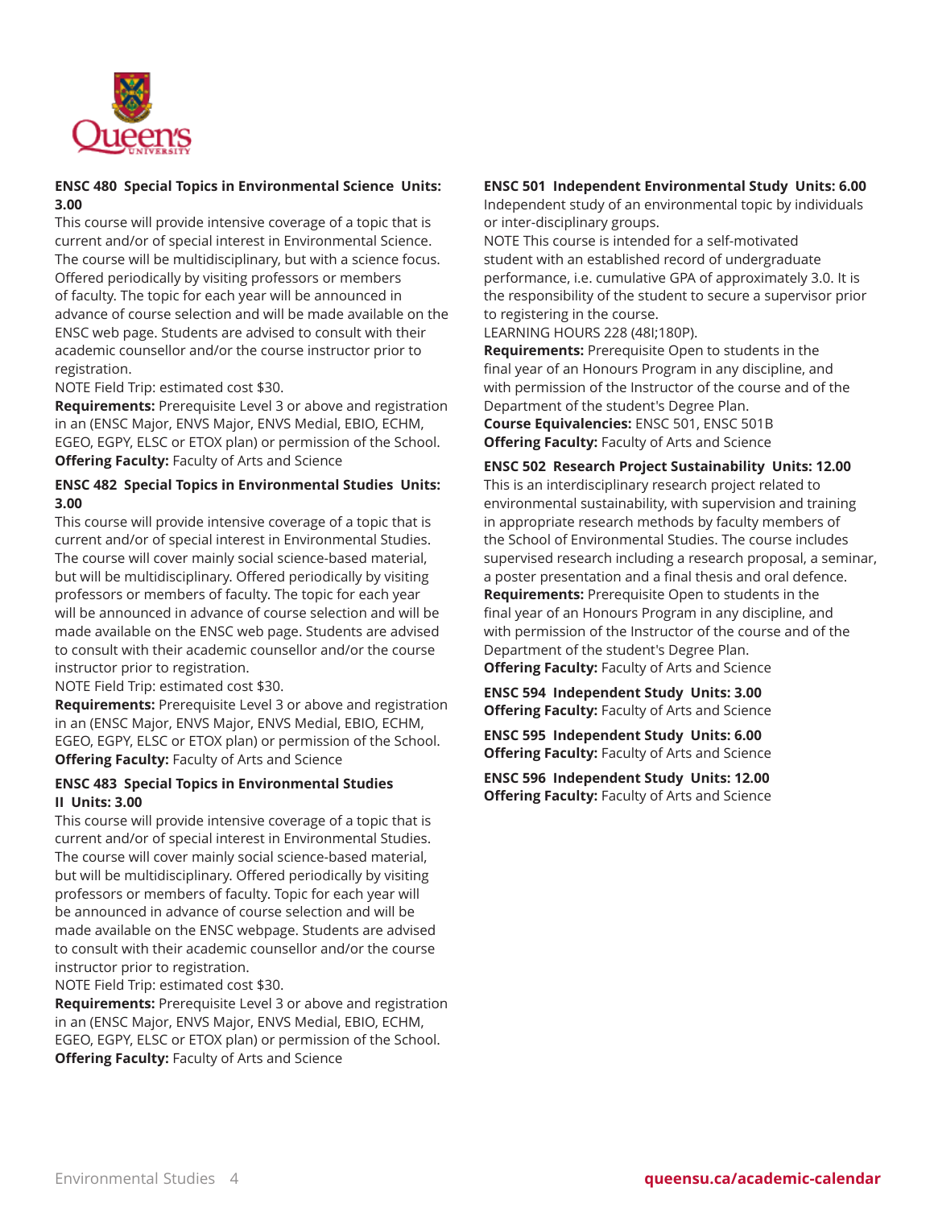**ENSC 480 Special Topics in Environmental Science Units: 3.00**
This course will provide intensive coverage of a topic that is current and/or of special interest in Environmental Science. The course will be multidisciplinary, but with a science focus. Offered periodically by visiting professors or members of faculty. The topic for each year will be announced in advance of course selection and will be made available on the ENSC web page. Students are advised to consult with their academic counsellor and/or the course instructor prior to registration.
NOTE Field Trip: estimated cost $30.
**Requirements:** Prerequisite Level 3 or above and registration in an (ENSC Major, ENVS Major, ENVS Medial, EBIO, ECHM, EGEO, EGPY, ELSC or ETOX plan) or permission of the School.
**Offering Faculty:** Faculty of Arts and Science

**ENSC 482 Special Topics in Environmental Studies Units: 3.00**
This course will provide intensive coverage of a topic that is current and/or of special interest in Environmental Studies. The course will cover mainly social science-based material, but will be multidisciplinary. Offered periodically by visiting professors or members of faculty. The topic for each year will be announced in advance of course selection and will be made available on the ENSC web page. Students are advised to consult with their academic counsellor and/or the course instructor prior to registration.
NOTE Field Trip: estimated cost $30.
**Requirements:** Prerequisite Level 3 or above and registration in an (ENSC Major, ENVS Major, ENVS Medial, EBIO, ECHM, EGEO, EGPY, ELSC or ETOX plan) or permission of the School.
**Offering Faculty:** Faculty of Arts and Science

**ENSC 483 Special Topics in Environmental Studies II Units: 3.00**
This course will provide intensive coverage of a topic that is current and/or of special interest in Environmental Studies. The course will cover mainly social science-based material, but will be multidisciplinary. Offered periodically by visiting professors or members of faculty. Topic for each year will be announced in advance of course selection and will be made available on the ENSC webpage. Students are advised to consult with their academic counsellor and/or the course instructor prior to registration.
NOTE Field Trip: estimated cost $30.
**Requirements:** Prerequisite Level 3 or above and registration in an (ENSC Major, ENVS Major, ENVS Medial, EBIO, ECHM, EGEO, EGPY, ELSC or ETOX plan) or permission of the School.
**Offering Faculty:** Faculty of Arts and Science

**ENSC 501 Independent Environmental Study Units: 6.00**
Independent study of an environmental topic by individuals or inter-disciplinary groups.
NOTE This course is intended for a self-motivated student with an established record of undergraduate performance, i.e. cumulative GPA of approximately 3.0. It is the responsibility of the student to secure a supervisor prior to registering in the course.
LEARNING HOURS 228 (48I;180P).
**Requirements:** Prerequisite Open to students in the final year of an Honours Program in any discipline, and with permission of the Instructor of the course and of the Department of the student's Degree Plan.
**Course Equivalencies:** ENSC 501, ENSC 501B
**Offering Faculty:** Faculty of Arts and Science

**ENSC 502 Research Project Sustainability Units: 12.00**
This is an interdisciplinary research project related to environmental sustainability, with supervision and training in appropriate research methods by faculty members of the School of Environmental Studies. The course includes supervised research including a research proposal, a seminar, a poster presentation and a final thesis and oral defence.
**Requirements:** Prerequisite Open to students in the final year of an Honours Program in any discipline, and with permission of the Instructor of the course and of the Department of the student's Degree Plan.
**Offering Faculty:** Faculty of Arts and Science

**ENSC 594 Independent Study Units: 3.00**
**Offering Faculty:** Faculty of Arts and Science

**ENSC 595 Independent Study Units: 6.00**
**Offering Faculty:** Faculty of Arts and Science

**ENSC 596 Independent Study Units: 12.00**
**Offering Faculty:** Faculty of Arts and Science